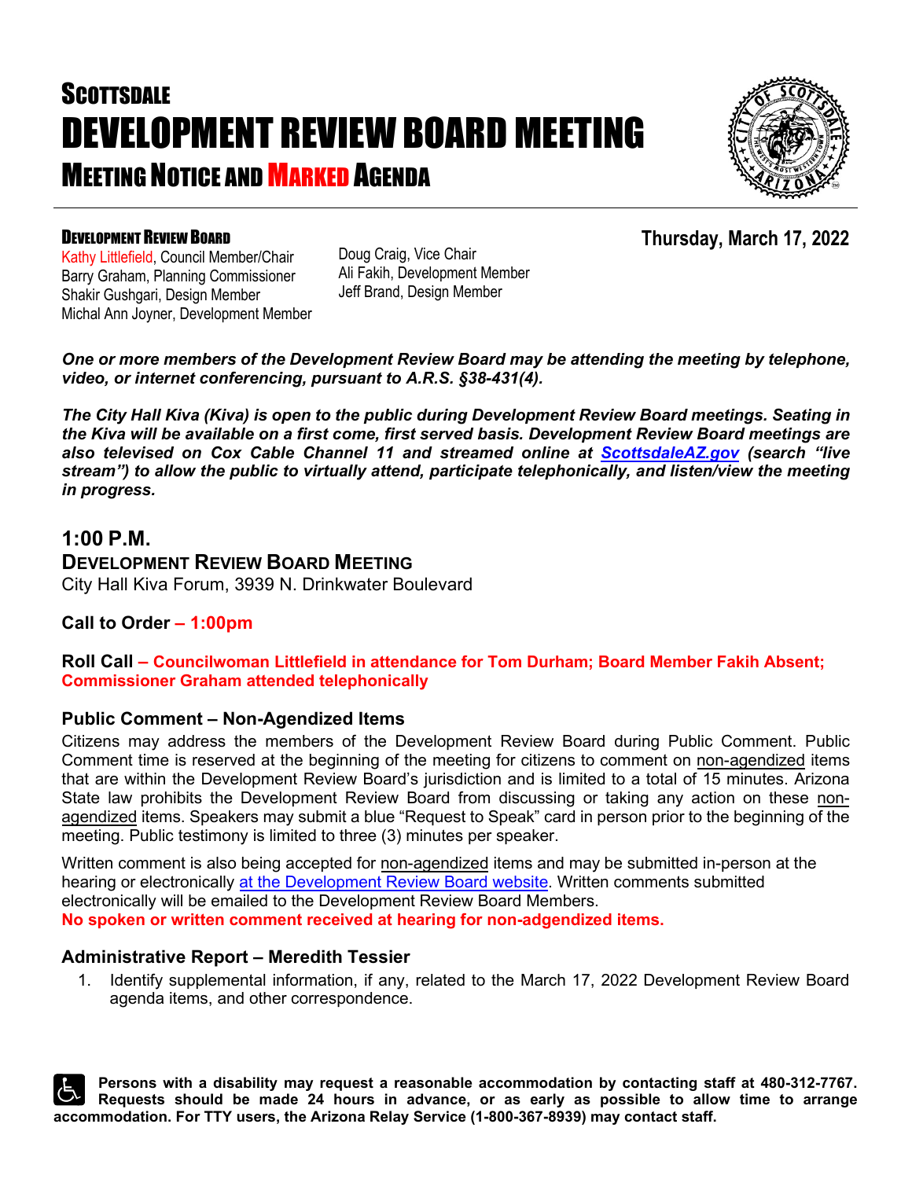# SCOTTSDALE
# DEVELOPMENT REVIEW BOARD MEETING
## MEETING NOTICE AND MARKED AGENDA

**DEVELOPMENT REVIEW BOARD**

**Thursday, March 17, 2022**

Kathy Littlefield, Council Member/Chair
Barry Graham, Planning Commissioner
Shakir Gushgari, Design Member
Michal Ann Joyner, Development Member
Doug Craig, Vice Chair
Ali Fakih, Development Member
Jeff Brand, Design Member

***One or more members of the Development Review Board may be attending the meeting by telephone, video, or internet conferencing, pursuant to A.R.S. §38-431(4).***

***The City Hall Kiva (Kiva) is open to the public during Development Review Board meetings. Seating in the Kiva will be available on a first come, first served basis. Development Review Board meetings are also televised on Cox Cable Channel 11 and streamed online at [ScottsdaleAZ.gov](ScottsdaleAZ.gov) (search "live stream") to allow the public to virtually attend, participate telephonically, and listen/view the meeting in progress.***

## 1:00 P.M.
### DEVELOPMENT REVIEW BOARD MEETING
City Hall Kiva Forum, 3939 N. Drinkwater Boulevard

**Call to Order – 1:00pm**

**Roll Call – Councilwoman Littlefield in attendance for Tom Durham; Board Member Fakih Absent; Commissioner Graham attended telephonically**

### Public Comment – Non-Agendized Items

Citizens may address the members of the Development Review Board during Public Comment. Public Comment time is reserved at the beginning of the meeting for citizens to comment on non-agendized items that are within the Development Review Board's jurisdiction and is limited to a total of 15 minutes. Arizona State law prohibits the Development Review Board from discussing or taking any action on these non-agendized items. Speakers may submit a blue "Request to Speak" card in person prior to the beginning of the meeting. Public testimony is limited to three (3) minutes per speaker.

Written comment is also being accepted for non-agendized items and may be submitted in-person at the hearing or electronically at the Development Review Board website. Written comments submitted electronically will be emailed to the Development Review Board Members.

**No spoken or written comment received at hearing for non-adgendized items.**

### Administrative Report – Meredith Tessier

1. Identify supplemental information, if any, related to the March 17, 2022 Development Review Board agenda items, and other correspondence.

**Persons with a disability may request a reasonable accommodation by contacting staff at 480-312-7767. Requests should be made 24 hours in advance, or as early as possible to allow time to arrange accommodation. For TTY users, the Arizona Relay Service (1-800-367-8939) may contact staff.**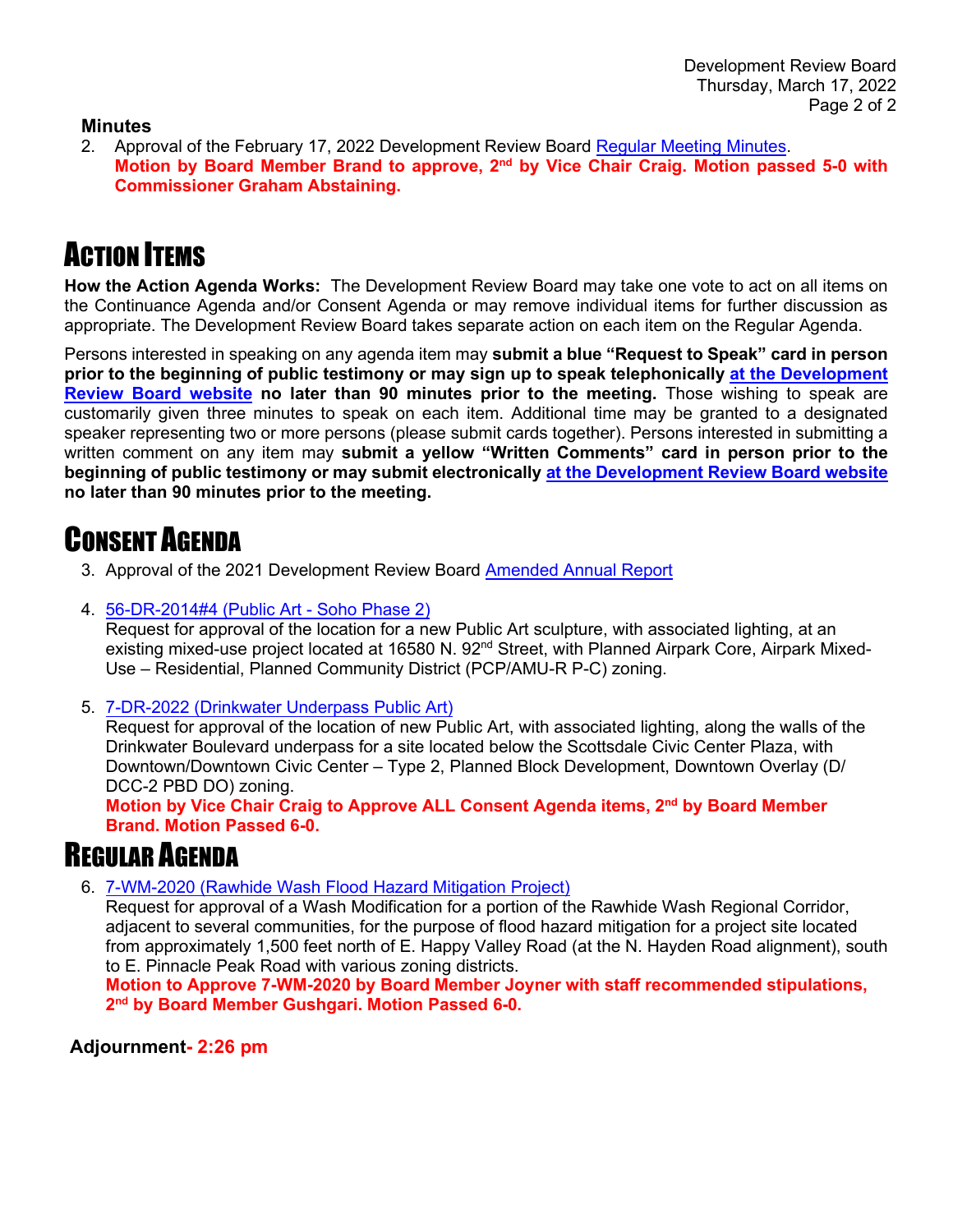**Minutes**

2. Approval of the February 17, 2022 Development Review Board Regular Meeting Minutes.
   **Motion by Board Member Brand to approve, 2nd by Vice Chair Craig. Motion passed 5-0 with Commissioner Graham Abstaining.**

# ACTION ITEMS

**How the Action Agenda Works:** The Development Review Board may take one vote to act on all items on the Continuance Agenda and/or Consent Agenda or may remove individual items for further discussion as appropriate. The Development Review Board takes separate action on each item on the Regular Agenda.

Persons interested in speaking on any agenda item may **submit a blue "Request to Speak" card in person prior to the beginning of public testimony or may sign up to speak telephonically at the Development Review Board website no later than 90 minutes prior to the meeting.** Those wishing to speak are customarily given three minutes to speak on each item. Additional time may be granted to a designated speaker representing two or more persons (please submit cards together). Persons interested in submitting a written comment on any item may **submit a yellow "Written Comments" card in person prior to the beginning of public testimony or may submit electronically at the Development Review Board website no later than 90 minutes prior to the meeting.**

# CONSENT AGENDA

3. Approval of the 2021 Development Review Board Amended Annual Report

4. 56-DR-2014#4 (Public Art - Soho Phase 2)
   Request for approval of the location for a new Public Art sculpture, with associated lighting, at an existing mixed-use project located at 16580 N. 92nd Street, with Planned Airpark Core, Airpark Mixed-Use – Residential, Planned Community District (PCP/AMU-R P-C) zoning.

5. 7-DR-2022 (Drinkwater Underpass Public Art)
   Request for approval of the location of new Public Art, with associated lighting, along the walls of the Drinkwater Boulevard underpass for a site located below the Scottsdale Civic Center Plaza, with Downtown/Downtown Civic Center – Type 2, Planned Block Development, Downtown Overlay (D/DCC-2 PBD DO) zoning.
   **Motion by Vice Chair Craig to Approve ALL Consent Agenda items, 2nd by Board Member Brand. Motion Passed 6-0.**

# REGULAR AGENDA

6. 7-WM-2020 (Rawhide Wash Flood Hazard Mitigation Project)
   Request for approval of a Wash Modification for a portion of the Rawhide Wash Regional Corridor, adjacent to several communities, for the purpose of flood hazard mitigation for a project site located from approximately 1,500 feet north of E. Happy Valley Road (at the N. Hayden Road alignment), south to E. Pinnacle Peak Road with various zoning districts.
   **Motion to Approve 7-WM-2020 by Board Member Joyner with staff recommended stipulations, 2nd by Board Member Gushgari. Motion Passed 6-0.**

**Adjournment- 2:26 pm**